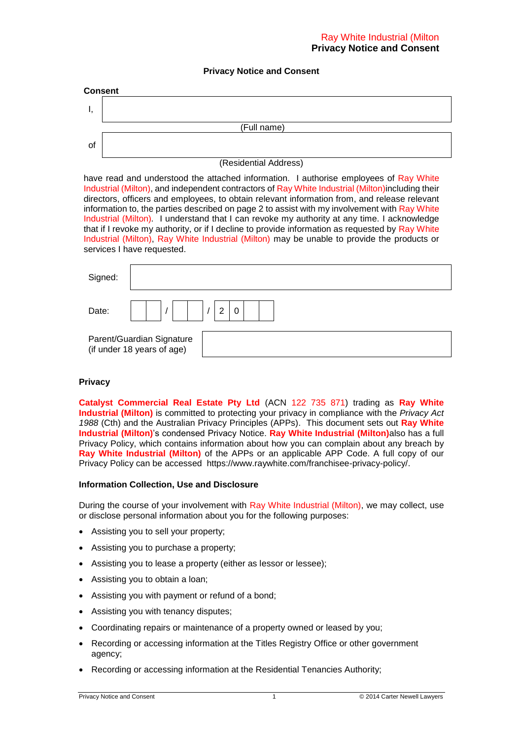# Privacy Notice and Consent

## Consent

I, 

(Full name)

of 

(Residential Address)

have read and understood the attached information. I authorise employees of Ray White Industrial (Milton), and independent contractors of Ray White Industrial (Milton)including their directors, officers and employees, to obtain relevant information from, and release relevant information to, the parties described on page 2 to assist with my involvement with Ray White Industrial (Milton). I understand that I can revoke my authority at any time. I acknowledge that if I revoke my authority, or if I decline to provide information as requested by Ray White Industrial (Milton), Ray White Industrial (Milton) may be unable to provide the products or services I have requested.

Signed:

Date: / / 20

Parent/Guardian Signature (if under 18 years of age)

## Privacy

**Catalyst Commercial Real Estate Pty Ltd** (ACN 122 735 871) trading as **Ray White Industrial (Milton)** is committed to protecting your privacy in compliance with the *Privacy Act 1988* (Cth) and the Australian Privacy Principles (APPs). This document sets out **Ray White Industrial (Milton)**'s condensed Privacy Notice. **Ray White Industrial (Milton)**also has a full Privacy Policy, which contains information about how you can complain about any breach by **Ray White Industrial (Milton)** of the APPs or an applicable APP Code. A full copy of our Privacy Policy can be accessed https://www.raywhite.com/franchisee-privacy-policy/.

## Information Collection, Use and Disclosure

During the course of your involvement with Ray White Industrial (Milton), we may collect, use or disclose personal information about you for the following purposes:

- Assisting you to sell your property;
- Assisting you to purchase a property;
- Assisting you to lease a property (either as lessor or lessee);
- Assisting you to obtain a loan;
- Assisting you with payment or refund of a bond;
- Assisting you with tenancy disputes;
- Coordinating repairs or maintenance of a property owned or leased by you;
- Recording or accessing information at the Titles Registry Office or other government agency;
- Recording or accessing information at the Residential Tenancies Authority;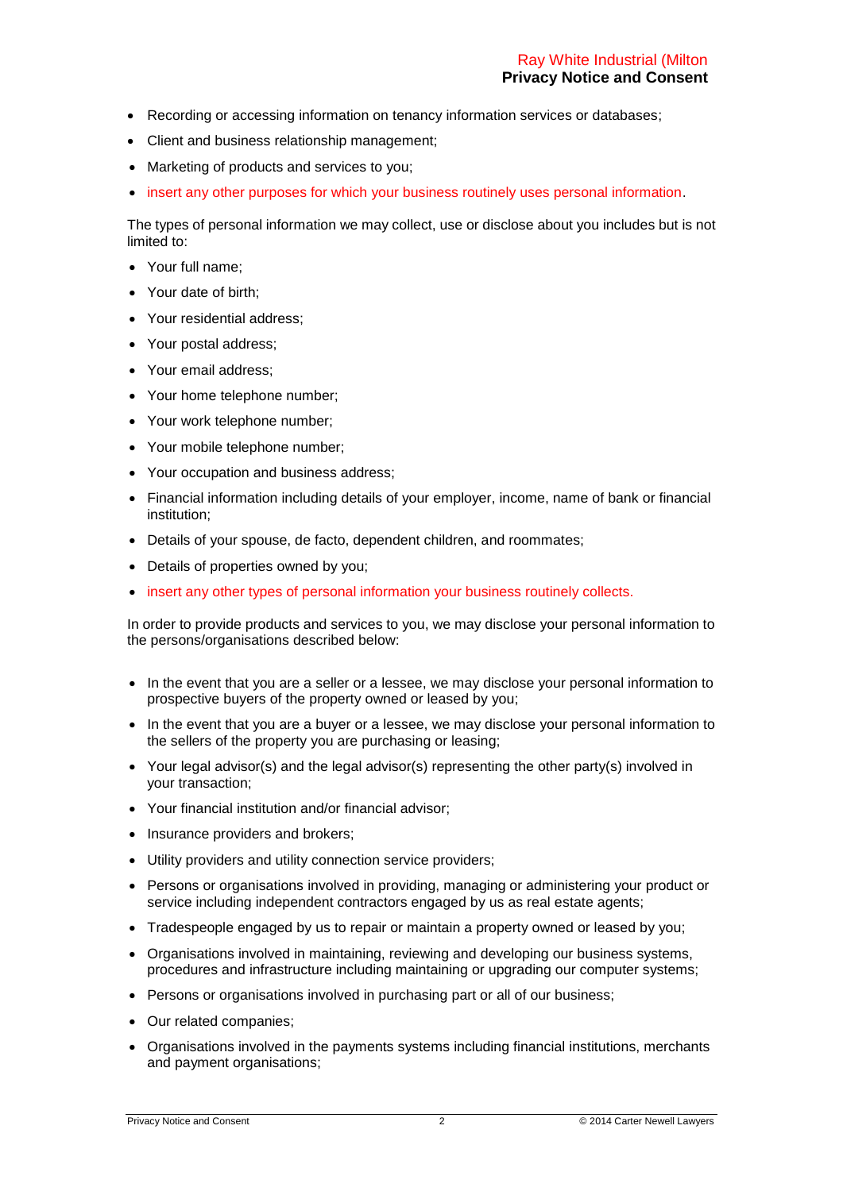- Recording or accessing information on tenancy information services or databases;
- Client and business relationship management;
- Marketing of products and services to you;
- insert any other purposes for which your business routinely uses personal information.

The types of personal information we may collect, use or disclose about you includes but is not limited to:

- Your full name;
- Your date of birth;
- Your residential address;
- Your postal address;
- Your email address;
- Your home telephone number;
- Your work telephone number;
- Your mobile telephone number;
- Your occupation and business address;
- Financial information including details of your employer, income, name of bank or financial institution;
- Details of your spouse, de facto, dependent children, and roommates;
- Details of properties owned by you;
- insert any other types of personal information your business routinely collects.

In order to provide products and services to you, we may disclose your personal information to the persons/organisations described below:

- In the event that you are a seller or a lessee, we may disclose your personal information to prospective buyers of the property owned or leased by you;
- In the event that you are a buyer or a lessee, we may disclose your personal information to the sellers of the property you are purchasing or leasing;
- Your legal advisor(s) and the legal advisor(s) representing the other party(s) involved in your transaction;
- Your financial institution and/or financial advisor;
- Insurance providers and brokers;
- Utility providers and utility connection service providers;
- Persons or organisations involved in providing, managing or administering your product or service including independent contractors engaged by us as real estate agents;
- Tradespeople engaged by us to repair or maintain a property owned or leased by you;
- Organisations involved in maintaining, reviewing and developing our business systems, procedures and infrastructure including maintaining or upgrading our computer systems;
- Persons or organisations involved in purchasing part or all of our business;
- Our related companies;
- Organisations involved in the payments systems including financial institutions, merchants and payment organisations;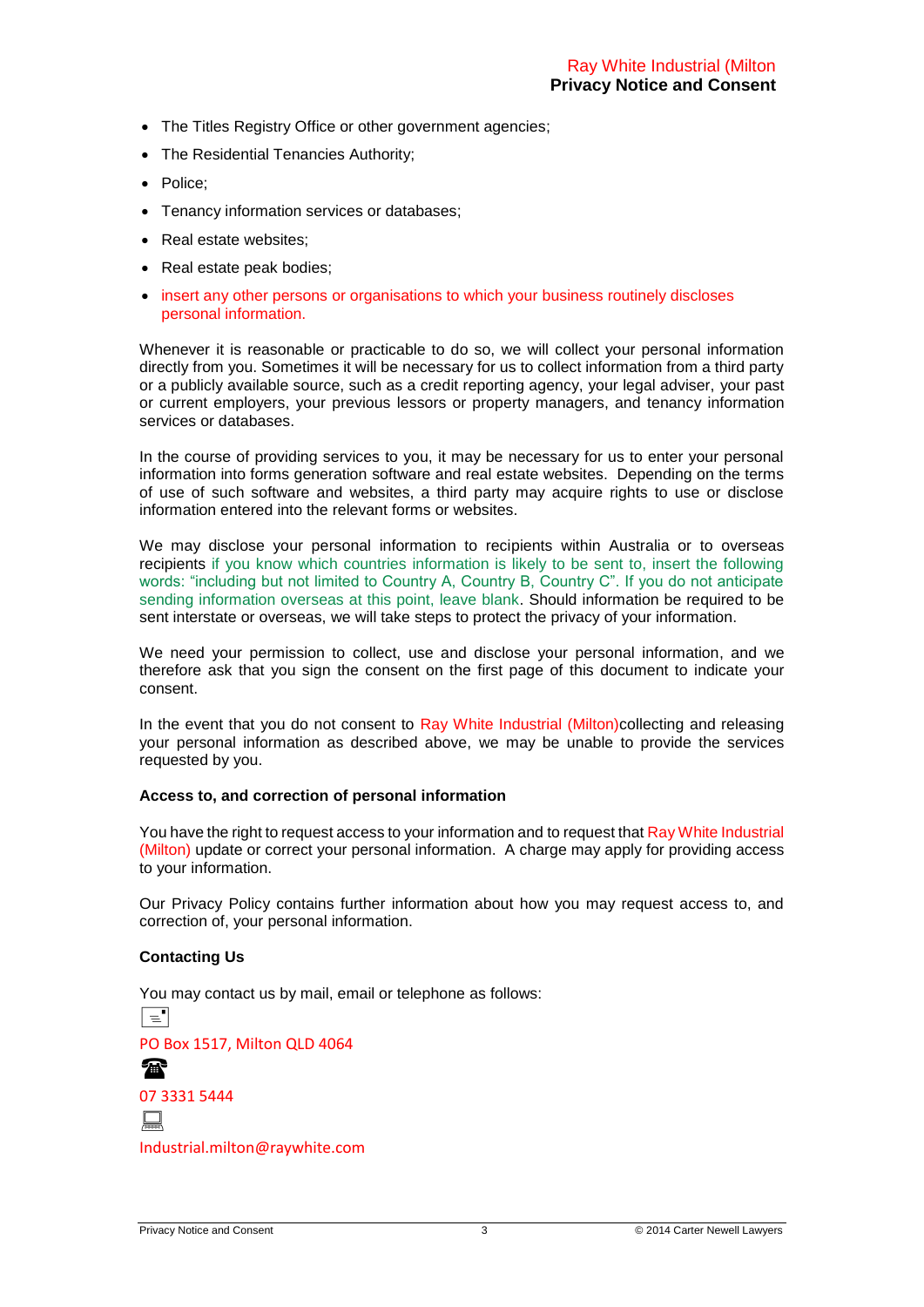- The Titles Registry Office or other government agencies;
- The Residential Tenancies Authority;
- Police;
- Tenancy information services or databases;
- Real estate websites;
- Real estate peak bodies;
- insert any other persons or organisations to which your business routinely discloses personal information.

Whenever it is reasonable or practicable to do so, we will collect your personal information directly from you. Sometimes it will be necessary for us to collect information from a third party or a publicly available source, such as a credit reporting agency, your legal adviser, your past or current employers, your previous lessors or property managers, and tenancy information services or databases.

In the course of providing services to you, it may be necessary for us to enter your personal information into forms generation software and real estate websites. Depending on the terms of use of such software and websites, a third party may acquire rights to use or disclose information entered into the relevant forms or websites.

We may disclose your personal information to recipients within Australia or to overseas recipients if you know which countries information is likely to be sent to, insert the following words: "including but not limited to Country A, Country B, Country C". If you do not anticipate sending information overseas at this point, leave blank. Should information be required to be sent interstate or overseas, we will take steps to protect the privacy of your information.

We need your permission to collect, use and disclose your personal information, and we therefore ask that you sign the consent on the first page of this document to indicate your consent.

In the event that you do not consent to Ray White Industrial (Milton)collecting and releasing your personal information as described above, we may be unable to provide the services requested by you.

**Access to, and correction of personal information**

You have the right to request access to your information and to request that Ray White Industrial (Milton) update or correct your personal information. A charge may apply for providing access to your information.

Our Privacy Policy contains further information about how you may request access to, and correction of, your personal information.

**Contacting Us**

You may contact us by mail, email or telephone as follows:

PO Box 1517, Milton QLD 4064

07 3331 5444

Industrial.milton@raywhite.com